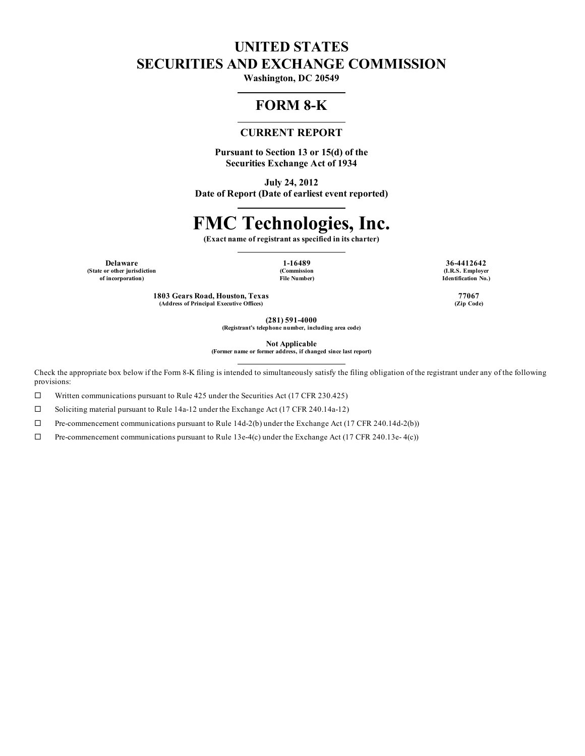# UNITED STATES
# SECURITIES AND EXCHANGE COMMISSION

**Washington, DC 20549**

## FORM 8-K

### CURRENT REPORT

**Pursuant to Section 13 or 15(d) of the Securities Exchange Act of 1934**

**July 24, 2012**
**Date of Report (Date of earliest event reported)**

# FMC Technologies, Inc.

**(Exact name of registrant as specified in its charter)**

| Delaware | 1-16489 | 36-4412642 |
|---|---|---|
| (State or other jurisdiction of incorporation) | (Commission File Number) | (I.R.S. Employer Identification No.) |

| 1803 Gears Road, Houston, Texas | 77067 |
|---|---|
| (Address of Principal Executive Offices) | (Zip Code) |

**(281) 591-4000**
**(Registrant's telephone number, including area code)**

**Not Applicable**
**(Former name or former address, if changed since last report)**

Check the appropriate box below if the Form 8-K filing is intended to simultaneously satisfy the filing obligation of the registrant under any of the following provisions:

☐ Written communications pursuant to Rule 425 under the Securities Act (17 CFR 230.425)

☐ Soliciting material pursuant to Rule 14a-12 under the Exchange Act (17 CFR 240.14a-12)

☐ Pre-commencement communications pursuant to Rule 14d-2(b) under the Exchange Act (17 CFR 240.14d-2(b))

☐ Pre-commencement communications pursuant to Rule 13e-4(c) under the Exchange Act (17 CFR 240.13e- 4(c))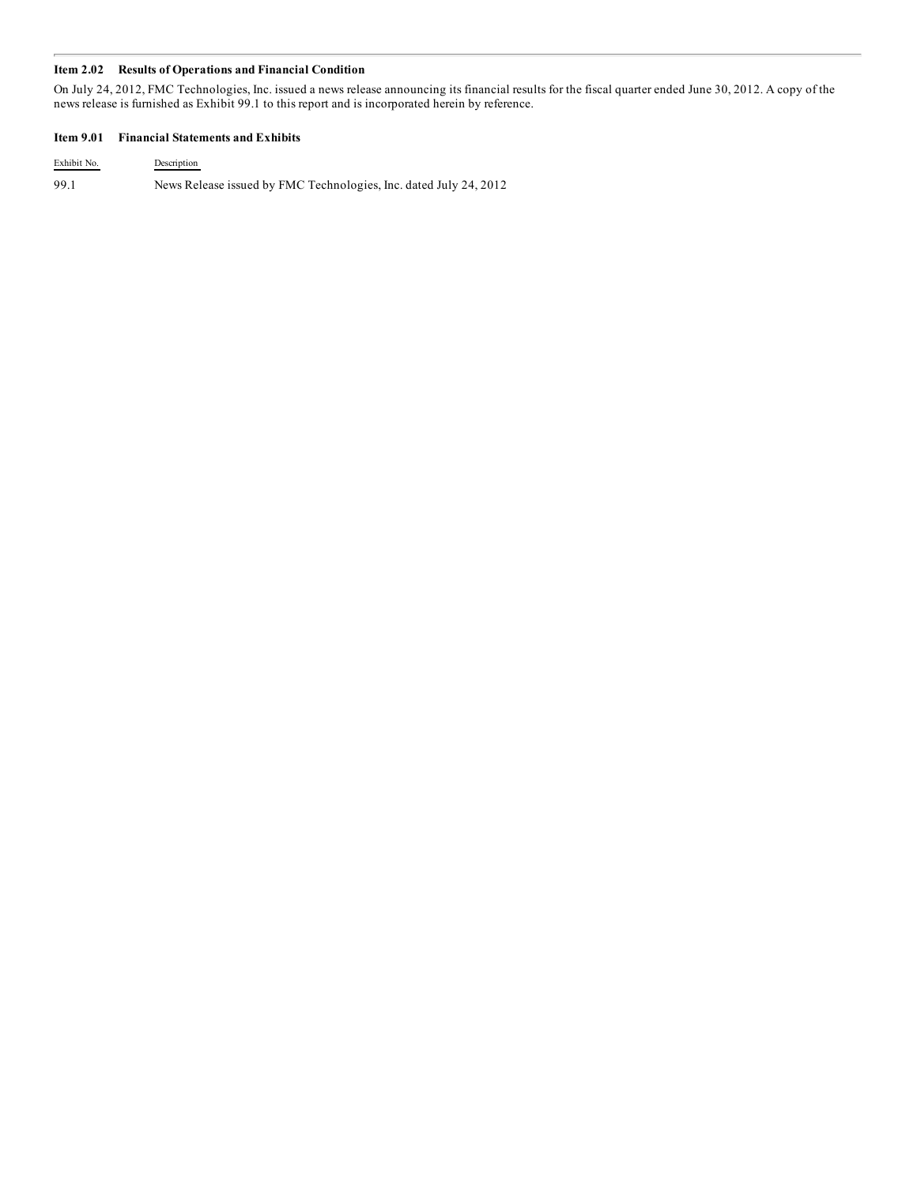### Item 2.02 Results of Operations and Financial Condition

On July 24, 2012, FMC Technologies, Inc. issued a news release announcing its financial results for the fiscal quarter ended June 30, 2012. A copy of the news release is furnished as Exhibit 99.1 to this report and is incorporated herein by reference.

### Item 9.01 Financial Statements and Exhibits

| Exhibit No. | Description |
| --- | --- |
| 99.1 | News Release issued by FMC Technologies, Inc. dated July 24, 2012 |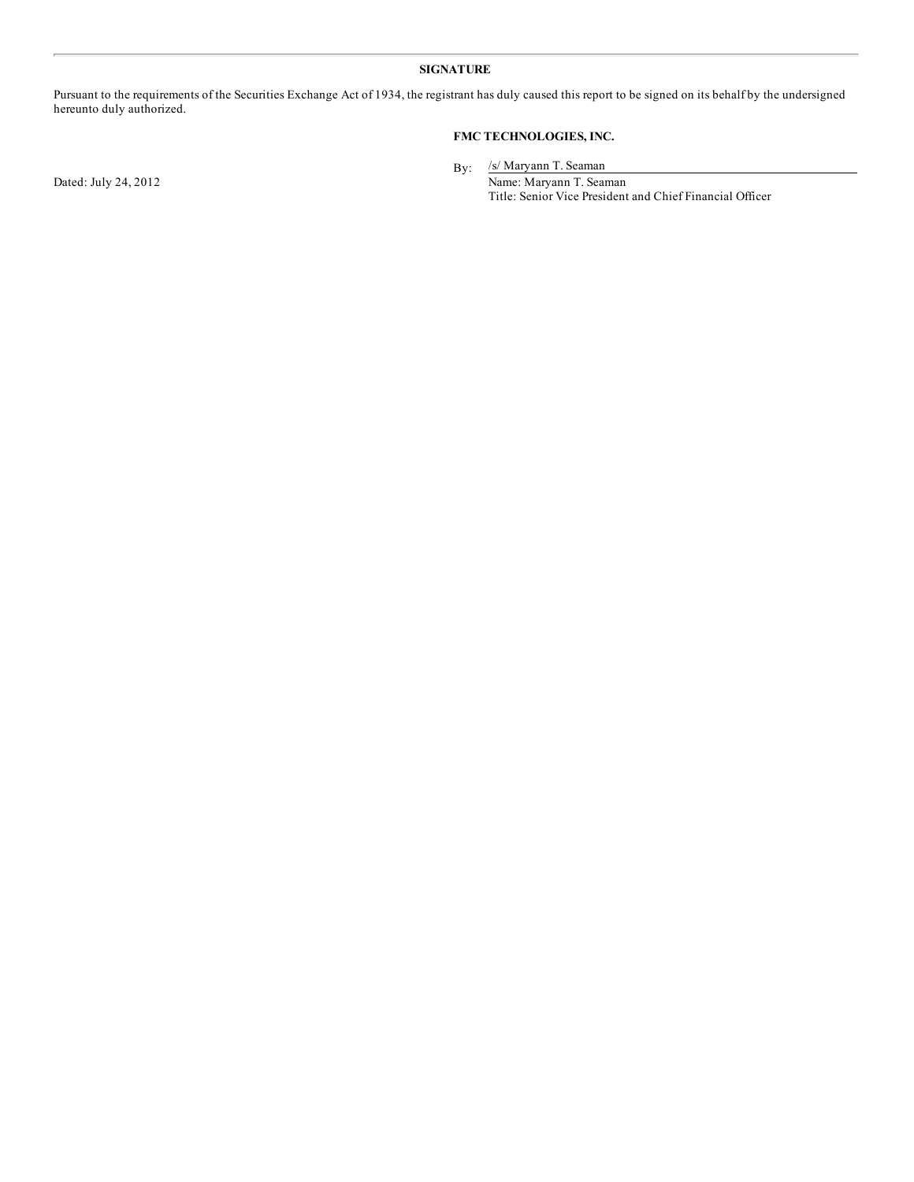## SIGNATURE

Pursuant to the requirements of the Securities Exchange Act of 1934, the registrant has duly caused this report to be signed on its behalf by the undersigned hereunto duly authorized.

**FMC TECHNOLOGIES, INC.**

Dated: July 24, 2012

By: /s/ Maryann T. Seaman

Name: Maryann T. Seaman

Title: Senior Vice President and Chief Financial Officer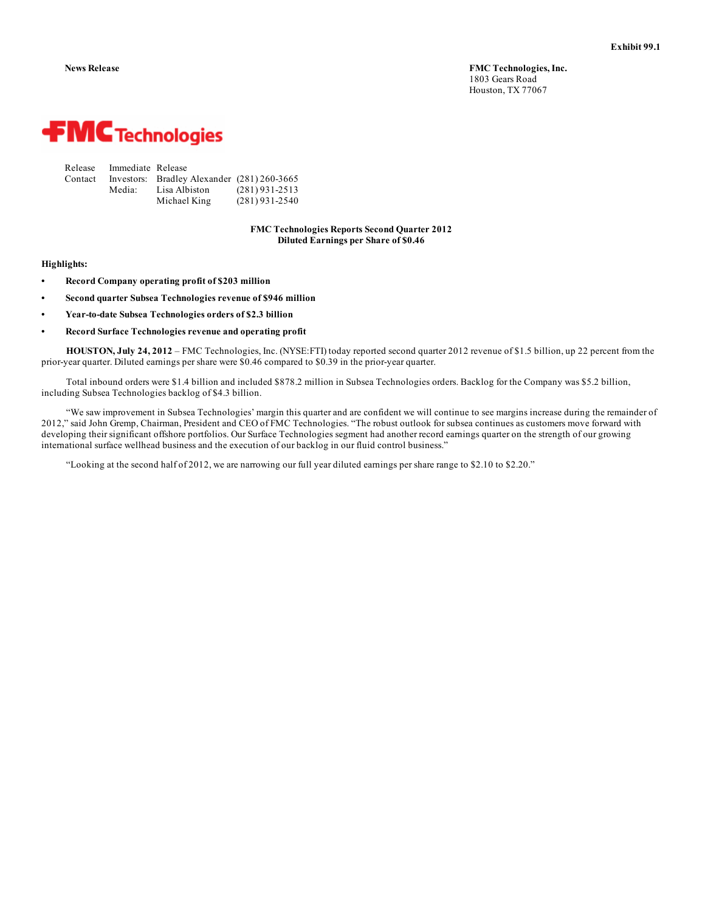**Exhibit 99.1**

**News Release**

**FMC Technologies, Inc.**
1803 Gears Road
Houston, TX 77067

FMC Technologies

| | | | |
|---|---|---|---|
| Release | Immediate Release | | |
| Contact | Investors: | Bradley Alexander | (281) 260-3665 |
| | Media: | Lisa Albiston | (281) 931-2513 |
| | | Michael King | (281) 931-2540 |

**FMC Technologies Reports Second Quarter 2012**
**Diluted Earnings per Share of $0.46**

**Highlights:**

- **Record Company operating profit of $203 million**
- **Second quarter Subsea Technologies revenue of $946 million**
- **Year-to-date Subsea Technologies orders of $2.3 billion**
- **Record Surface Technologies revenue and operating profit**

**HOUSTON, July 24, 2012** – FMC Technologies, Inc. (NYSE:FTI) today reported second quarter 2012 revenue of $1.5 billion, up 22 percent from the prior-year quarter. Diluted earnings per share were $0.46 compared to $0.39 in the prior-year quarter.

Total inbound orders were $1.4 billion and included $878.2 million in Subsea Technologies orders. Backlog for the Company was $5.2 billion, including Subsea Technologies backlog of $4.3 billion.

"We saw improvement in Subsea Technologies' margin this quarter and are confident we will continue to see margins increase during the remainder of 2012," said John Gremp, Chairman, President and CEO of FMC Technologies. "The robust outlook for subsea continues as customers move forward with developing their significant offshore portfolios. Our Surface Technologies segment had another record earnings quarter on the strength of our growing international surface wellhead business and the execution of our backlog in our fluid control business."

"Looking at the second half of 2012, we are narrowing our full year diluted earnings per share range to $2.10 to $2.20."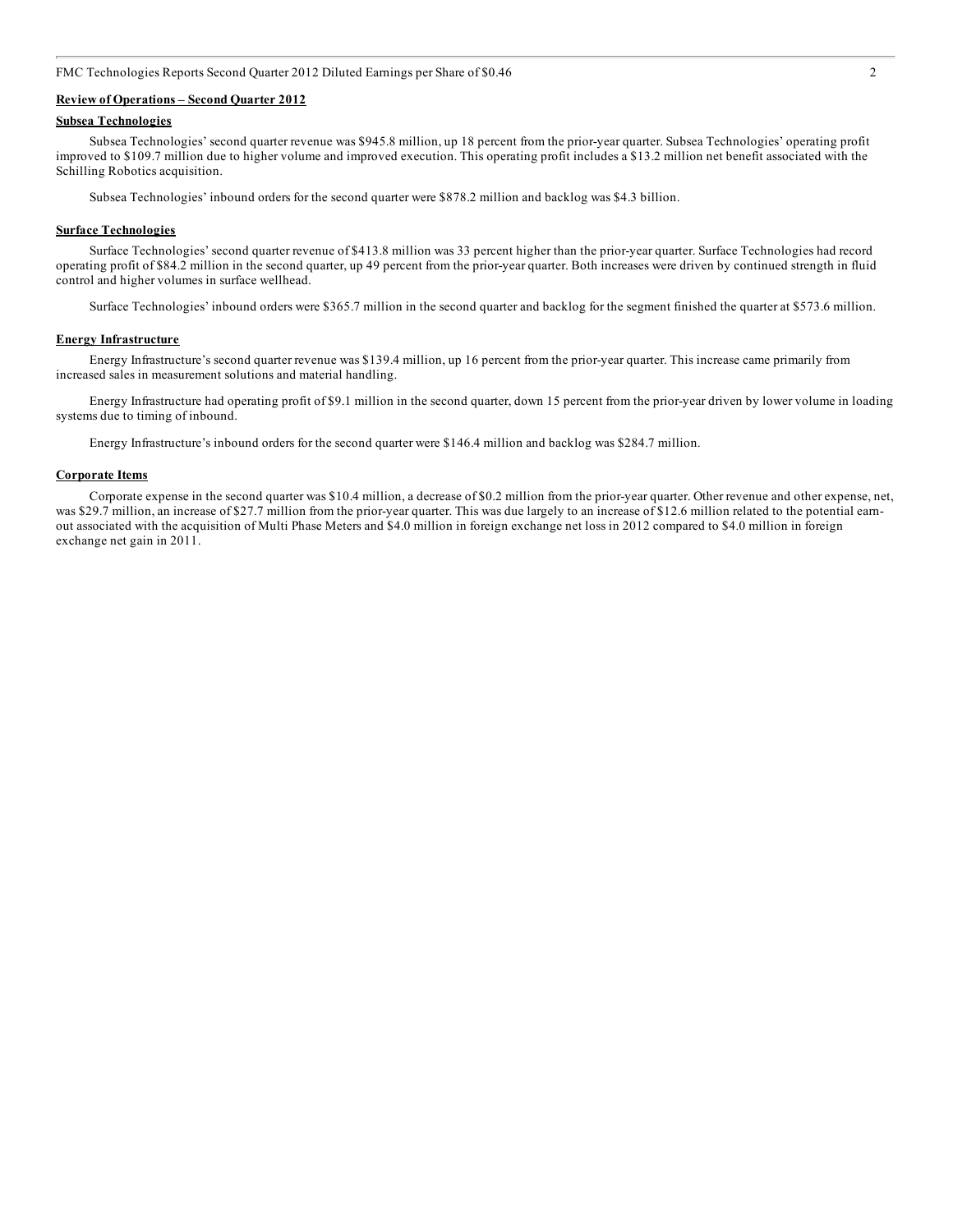## Review of Operations – Second Quarter 2012

### Subsea Technologies

Subsea Technologies' second quarter revenue was $945.8 million, up 18 percent from the prior-year quarter. Subsea Technologies' operating profit improved to $109.7 million due to higher volume and improved execution. This operating profit includes a $13.2 million net benefit associated with the Schilling Robotics acquisition.

Subsea Technologies' inbound orders for the second quarter were $878.2 million and backlog was $4.3 billion.

### Surface Technologies

Surface Technologies' second quarter revenue of $413.8 million was 33 percent higher than the prior-year quarter. Surface Technologies had record operating profit of $84.2 million in the second quarter, up 49 percent from the prior-year quarter. Both increases were driven by continued strength in fluid control and higher volumes in surface wellhead.

Surface Technologies' inbound orders were $365.7 million in the second quarter and backlog for the segment finished the quarter at $573.6 million.

### Energy Infrastructure

Energy Infrastructure's second quarter revenue was $139.4 million, up 16 percent from the prior-year quarter. This increase came primarily from increased sales in measurement solutions and material handling.

Energy Infrastructure had operating profit of $9.1 million in the second quarter, down 15 percent from the prior-year driven by lower volume in loading systems due to timing of inbound.

Energy Infrastructure's inbound orders for the second quarter were $146.4 million and backlog was $284.7 million.

### Corporate Items

Corporate expense in the second quarter was $10.4 million, a decrease of $0.2 million from the prior-year quarter. Other revenue and other expense, net, was $29.7 million, an increase of $27.7 million from the prior-year quarter. This was due largely to an increase of $12.6 million related to the potential earn-out associated with the acquisition of Multi Phase Meters and $4.0 million in foreign exchange net loss in 2012 compared to $4.0 million in foreign exchange net gain in 2011.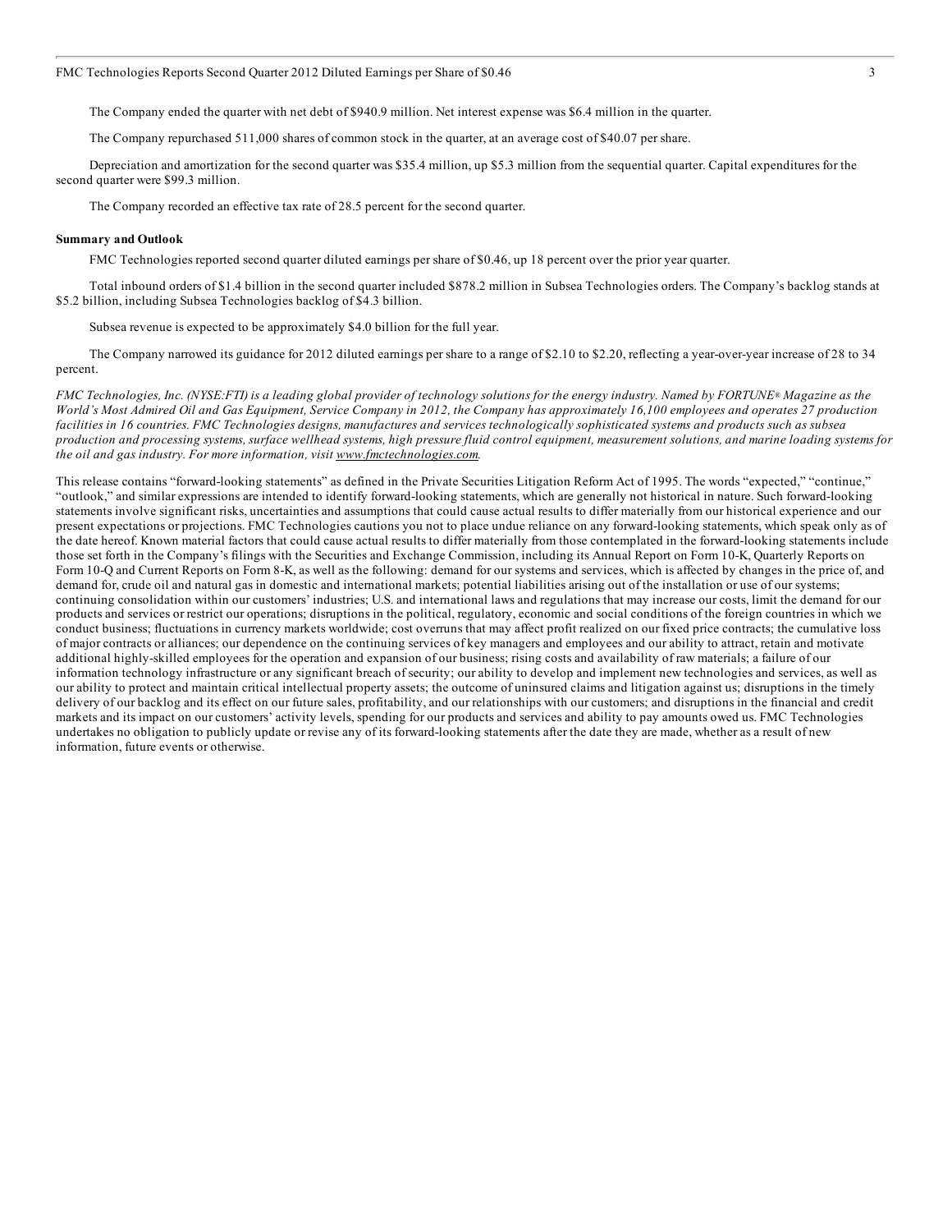The Company ended the quarter with net debt of $940.9 million. Net interest expense was $6.4 million in the quarter.

The Company repurchased 511,000 shares of common stock in the quarter, at an average cost of $40.07 per share.

Depreciation and amortization for the second quarter was $35.4 million, up $5.3 million from the sequential quarter. Capital expenditures for the second quarter were $99.3 million.

The Company recorded an effective tax rate of 28.5 percent for the second quarter.

**Summary and Outlook**

FMC Technologies reported second quarter diluted earnings per share of $0.46, up 18 percent over the prior year quarter.

Total inbound orders of $1.4 billion in the second quarter included $878.2 million in Subsea Technologies orders. The Company's backlog stands at $5.2 billion, including Subsea Technologies backlog of $4.3 billion.

Subsea revenue is expected to be approximately $4.0 billion for the full year.

The Company narrowed its guidance for 2012 diluted earnings per share to a range of $2.10 to $2.20, reflecting a year-over-year increase of 28 to 34 percent.

*FMC Technologies, Inc. (NYSE:FTI) is a leading global provider of technology solutions for the energy industry. Named by FORTUNE® Magazine as the World's Most Admired Oil and Gas Equipment, Service Company in 2012, the Company has approximately 16,100 employees and operates 27 production facilities in 16 countries. FMC Technologies designs, manufactures and services technologically sophisticated systems and products such as subsea production and processing systems, surface wellhead systems, high pressure fluid control equipment, measurement solutions, and marine loading systems for the oil and gas industry. For more information, visit www.fmctechnologies.com.*

This release contains "forward-looking statements" as defined in the Private Securities Litigation Reform Act of 1995. The words "expected," "continue," "outlook," and similar expressions are intended to identify forward-looking statements, which are generally not historical in nature. Such forward-looking statements involve significant risks, uncertainties and assumptions that could cause actual results to differ materially from our historical experience and our present expectations or projections. FMC Technologies cautions you not to place undue reliance on any forward-looking statements, which speak only as of the date hereof. Known material factors that could cause actual results to differ materially from those contemplated in the forward-looking statements include those set forth in the Company's filings with the Securities and Exchange Commission, including its Annual Report on Form 10-K, Quarterly Reports on Form 10-Q and Current Reports on Form 8-K, as well as the following: demand for our systems and services, which is affected by changes in the price of, and demand for, crude oil and natural gas in domestic and international markets; potential liabilities arising out of the installation or use of our systems; continuing consolidation within our customers' industries; U.S. and international laws and regulations that may increase our costs, limit the demand for our products and services or restrict our operations; disruptions in the political, regulatory, economic and social conditions of the foreign countries in which we conduct business; fluctuations in currency markets worldwide; cost overruns that may affect profit realized on our fixed price contracts; the cumulative loss of major contracts or alliances; our dependence on the continuing services of key managers and employees and our ability to attract, retain and motivate additional highly-skilled employees for the operation and expansion of our business; rising costs and availability of raw materials; a failure of our information technology infrastructure or any significant breach of security; our ability to develop and implement new technologies and services, as well as our ability to protect and maintain critical intellectual property assets; the outcome of uninsured claims and litigation against us; disruptions in the timely delivery of our backlog and its effect on our future sales, profitability, and our relationships with our customers; and disruptions in the financial and credit markets and its impact on our customers' activity levels, spending for our products and services and ability to pay amounts owed us. FMC Technologies undertakes no obligation to publicly update or revise any of its forward-looking statements after the date they are made, whether as a result of new information, future events or otherwise.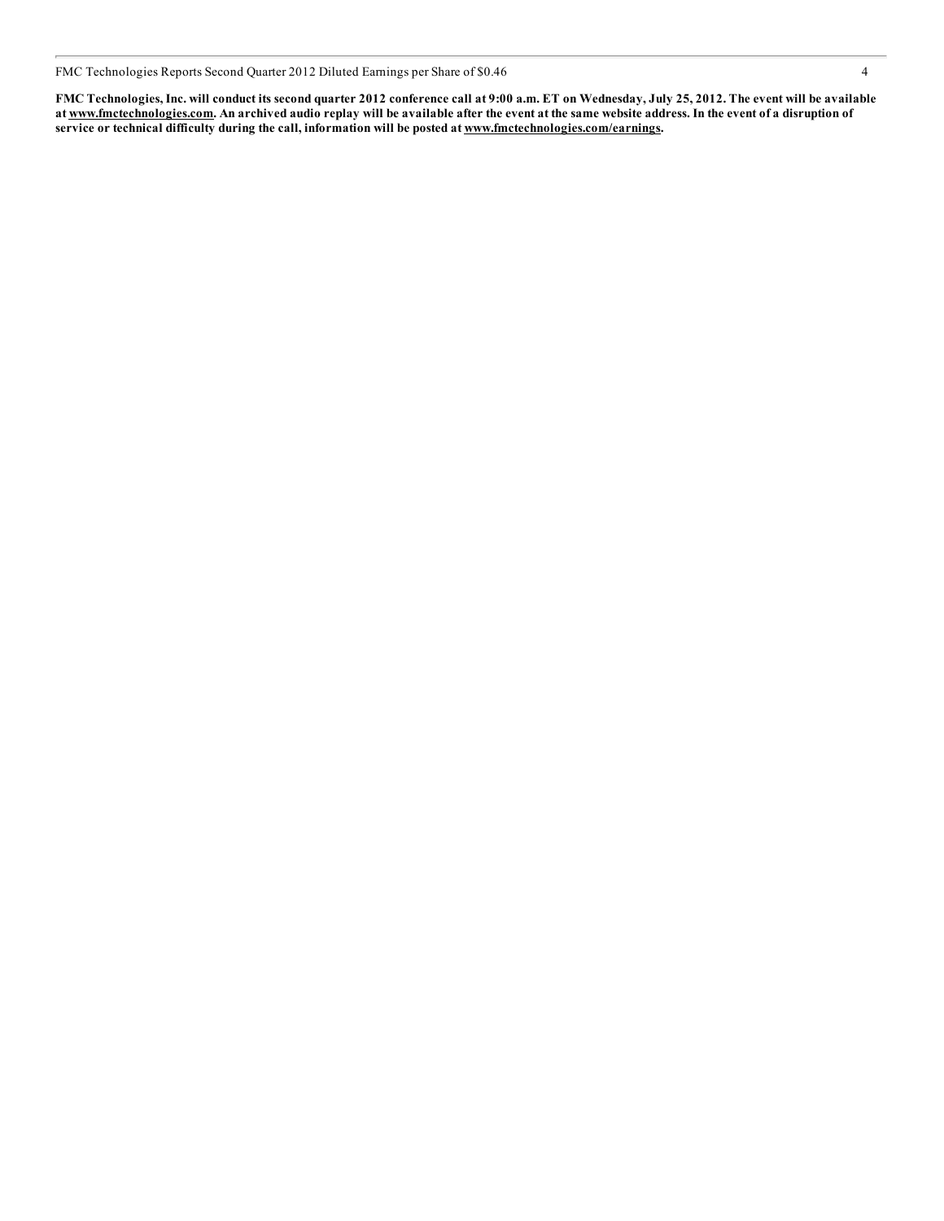**FMC Technologies, Inc. will conduct its second quarter 2012 conference call at 9:00 a.m. ET on Wednesday, July 25, 2012. The event will be available at www.fmctechnologies.com. An archived audio replay will be available after the event at the same website address. In the event of a disruption of service or technical difficulty during the call, information will be posted at www.fmctechnologies.com/earnings.**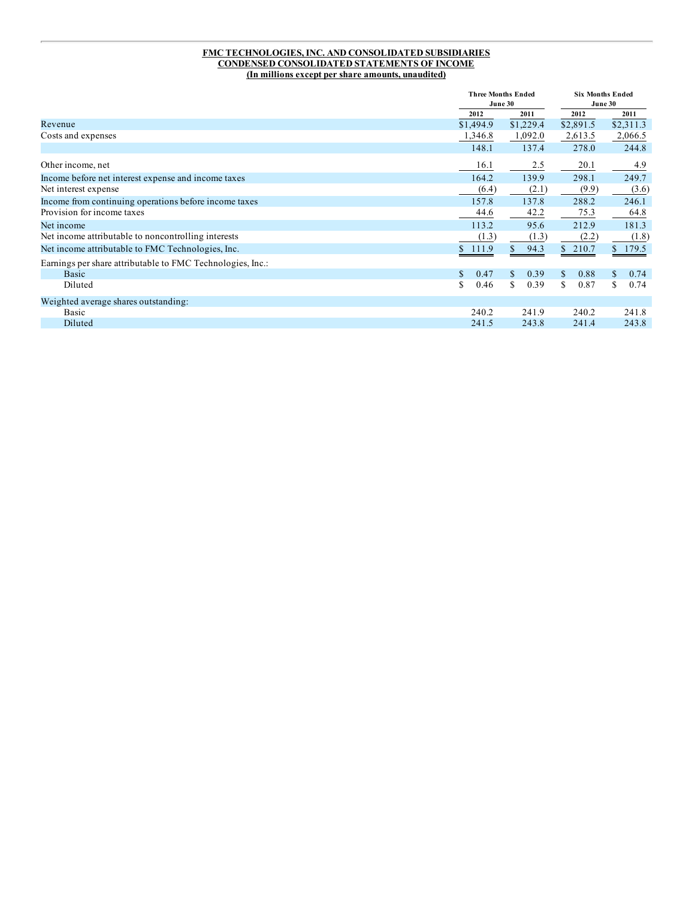# FMC TECHNOLOGIES, INC. AND CONSOLIDATED SUBSIDIARIES
## CONDENSED CONSOLIDATED STATEMENTS OF INCOME
### (In millions except per share amounts, unaudited)

| | Three Months Ended June 30 | | Six Months Ended June 30 | |
|---|---|---|---|---|
| | 2012 | 2011 | 2012 | 2011 |
| Revenue | $1,494.9 | $1,229.4 | $2,891.5 | $2,311.3 |
| Costs and expenses | 1,346.8 | 1,092.0 | 2,613.5 | 2,066.5 |
| | 148.1 | 137.4 | 278.0 | 244.8 |
| Other income, net | 16.1 | 2.5 | 20.1 | 4.9 |
| Income before net interest expense and income taxes | 164.2 | 139.9 | 298.1 | 249.7 |
| Net interest expense | (6.4) | (2.1) | (9.9) | (3.6) |
| Income from continuing operations before income taxes | 157.8 | 137.8 | 288.2 | 246.1 |
| Provision for income taxes | 44.6 | 42.2 | 75.3 | 64.8 |
| Net income | 113.2 | 95.6 | 212.9 | 181.3 |
| Net income attributable to noncontrolling interests | (1.3) | (1.3) | (2.2) | (1.8) |
| Net income attributable to FMC Technologies, Inc. | $ 111.9 | $ 94.3 | $ 210.7 | $ 179.5 |
| Earnings per share attributable to FMC Technologies, Inc.: | | | | |
| Basic | $ 0.47 | $ 0.39 | $ 0.88 | $ 0.74 |
| Diluted | $ 0.46 | $ 0.39 | $ 0.87 | $ 0.74 |
| Weighted average shares outstanding: | | | | |
| Basic | 240.2 | 241.9 | 240.2 | 241.8 |
| Diluted | 241.5 | 243.8 | 241.4 | 243.8 |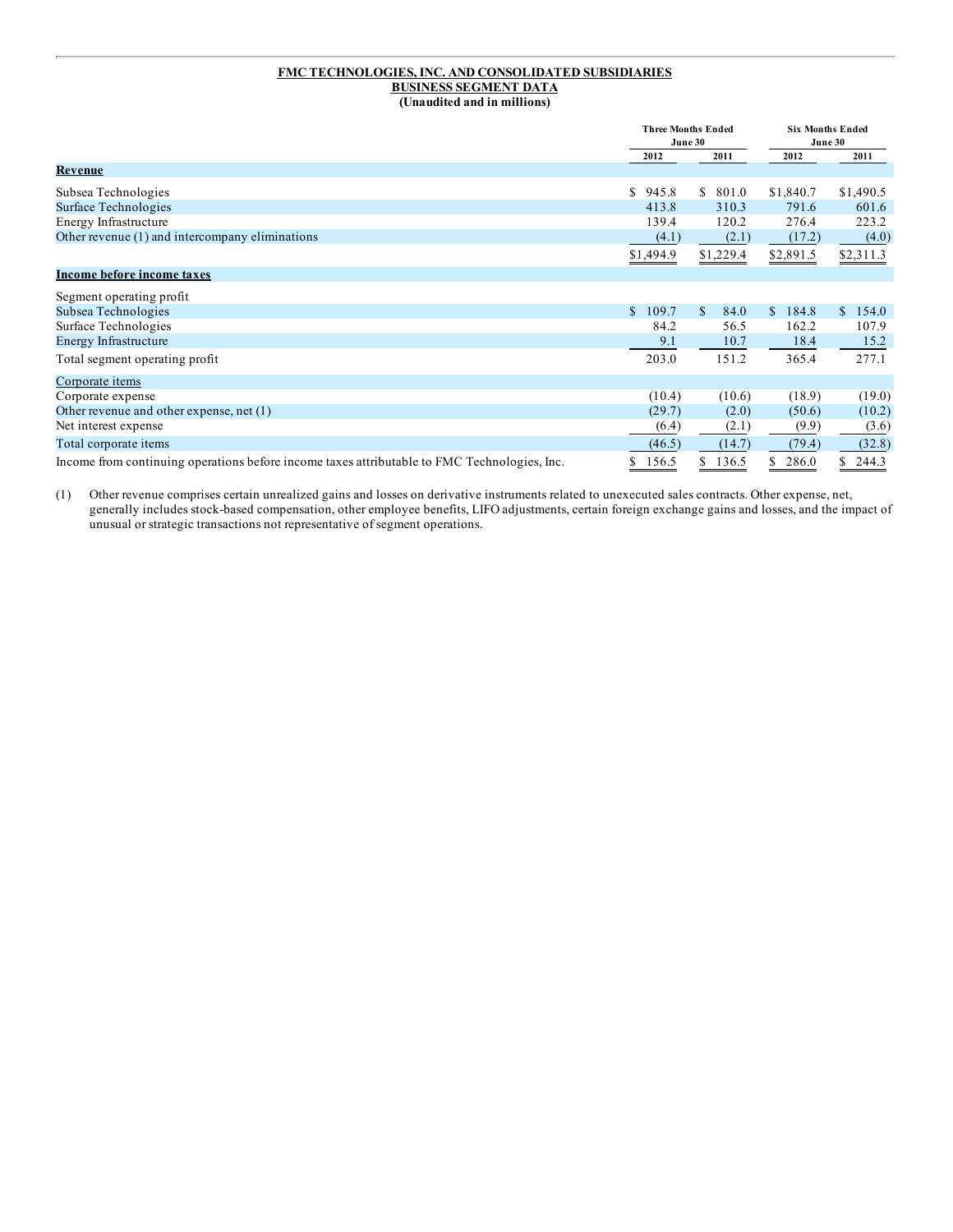**FMC TECHNOLOGIES, INC. AND CONSOLIDATED SUBSIDIARIES**
**BUSINESS SEGMENT DATA**
**(Unaudited and in millions)**

| | Three Months Ended June 30 | | Six Months Ended June 30 | |
|---|---|---|---|---|
| | 2012 | 2011 | 2012 | 2011 |
| **Revenue** | | | | |
| Subsea Technologies | $ 945.8 | $ 801.0 | $1,840.7 | $1,490.5 |
| Surface Technologies | 413.8 | 310.3 | 791.6 | 601.6 |
| Energy Infrastructure | 139.4 | 120.2 | 276.4 | 223.2 |
| Other revenue (1) and intercompany eliminations | (4.1) | (2.1) | (17.2) | (4.0) |
| | $1,494.9 | $1,229.4 | $2,891.5 | $2,311.3 |
| **Income before income taxes** | | | | |
| Segment operating profit | | | | |
| Subsea Technologies | $ 109.7 | $ 84.0 | $ 184.8 | $ 154.0 |
| Surface Technologies | 84.2 | 56.5 | 162.2 | 107.9 |
| Energy Infrastructure | 9.1 | 10.7 | 18.4 | 15.2 |
| Total segment operating profit | 203.0 | 151.2 | 365.4 | 277.1 |
| Corporate items | | | | |
| Corporate expense | (10.4) | (10.6) | (18.9) | (19.0) |
| Other revenue and other expense, net (1) | (29.7) | (2.0) | (50.6) | (10.2) |
| Net interest expense | (6.4) | (2.1) | (9.9) | (3.6) |
| Total corporate items | (46.5) | (14.7) | (79.4) | (32.8) |
| Income from continuing operations before income taxes attributable to FMC Technologies, Inc. | $ 156.5 | $ 136.5 | $ 286.0 | $ 244.3 |

(1) Other revenue comprises certain unrealized gains and losses on derivative instruments related to unexecuted sales contracts. Other expense, net, generally includes stock-based compensation, other employee benefits, LIFO adjustments, certain foreign exchange gains and losses, and the impact of unusual or strategic transactions not representative of segment operations.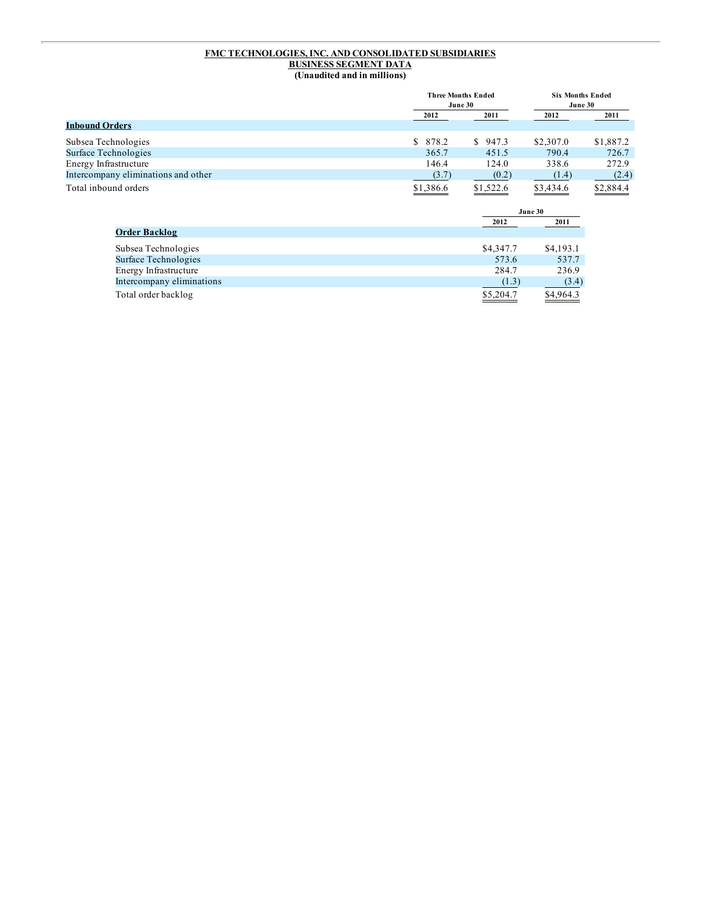**FMC TECHNOLOGIES, INC. AND CONSOLIDATED SUBSIDIARIES**
**BUSINESS SEGMENT DATA**
**(Unaudited and in millions)**

| | Three Months Ended June 30 | | Six Months Ended June 30 | |
|---|---|---|---|---|
| | 2012 | 2011 | 2012 | 2011 |
| **Inbound Orders** | | | | |
| Subsea Technologies | $ 878.2 | $ 947.3 | $2,307.0 | $1,887.2 |
| Surface Technologies | 365.7 | 451.5 | 790.4 | 726.7 |
| Energy Infrastructure | 146.4 | 124.0 | 338.6 | 272.9 |
| Intercompany eliminations and other | (3.7) | (0.2) | (1.4) | (2.4) |
| Total inbound orders | $1,386.6 | $1,522.6 | $3,434.6 | $2,884.4 |

| | June 30 | |
|---|---|---|
| | 2012 | 2011 |
| **Order Backlog** | | |
| Subsea Technologies | $4,347.7 | $4,193.1 |
| Surface Technologies | 573.6 | 537.7 |
| Energy Infrastructure | 284.7 | 236.9 |
| Intercompany eliminations | (1.3) | (3.4) |
| Total order backlog | $5,204.7 | $4,964.3 |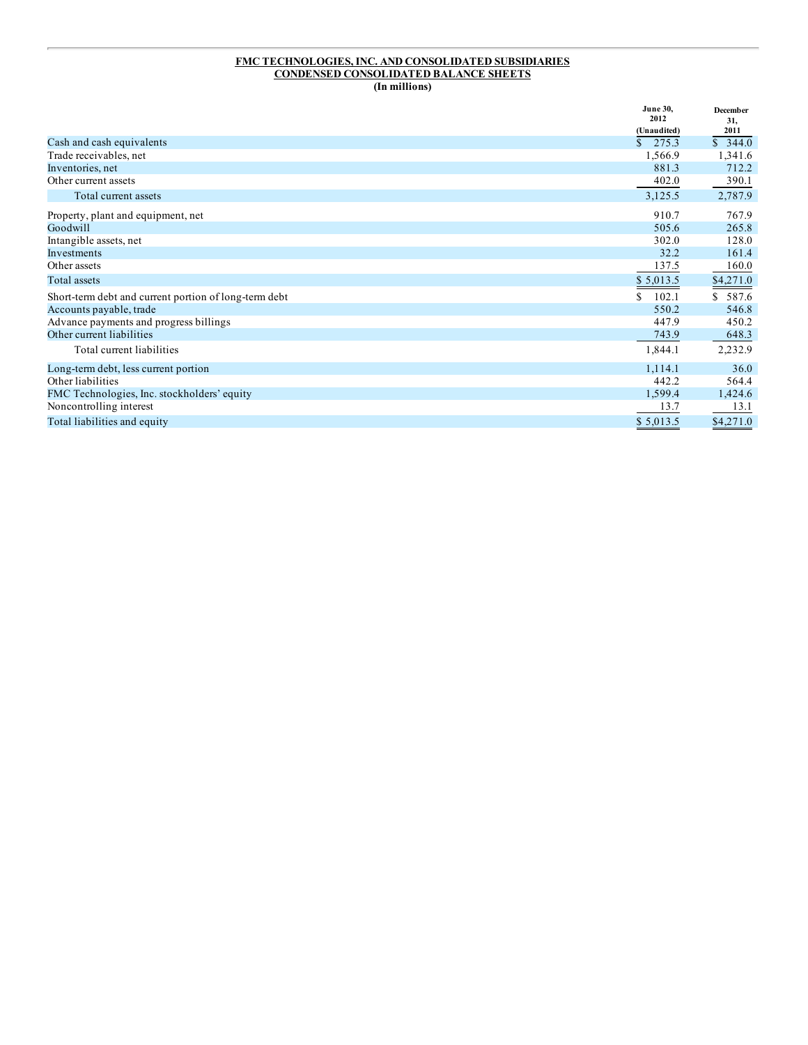**FMC TECHNOLOGIES, INC. AND CONSOLIDATED SUBSIDIARIES**
**CONDENSED CONSOLIDATED BALANCE SHEETS**
**(In millions)**

| | June 30, 2012 (Unaudited) | December 31, 2011 |
|---|---|---|
| Cash and cash equivalents | $ 275.3 | $ 344.0 |
| Trade receivables, net | 1,566.9 | 1,341.6 |
| Inventories, net | 881.3 | 712.2 |
| Other current assets | 402.0 | 390.1 |
| Total current assets | 3,125.5 | 2,787.9 |
| Property, plant and equipment, net | 910.7 | 767.9 |
| Goodwill | 505.6 | 265.8 |
| Intangible assets, net | 302.0 | 128.0 |
| Investments | 32.2 | 161.4 |
| Other assets | 137.5 | 160.0 |
| Total assets | $ 5,013.5 | $4,271.0 |
| Short-term debt and current portion of long-term debt | $ 102.1 | $ 587.6 |
| Accounts payable, trade | 550.2 | 546.8 |
| Advance payments and progress billings | 447.9 | 450.2 |
| Other current liabilities | 743.9 | 648.3 |
| Total current liabilities | 1,844.1 | 2,232.9 |
| Long-term debt, less current portion | 1,114.1 | 36.0 |
| Other liabilities | 442.2 | 564.4 |
| FMC Technologies, Inc. stockholders' equity | 1,599.4 | 1,424.6 |
| Noncontrolling interest | 13.7 | 13.1 |
| Total liabilities and equity | $ 5,013.5 | $4,271.0 |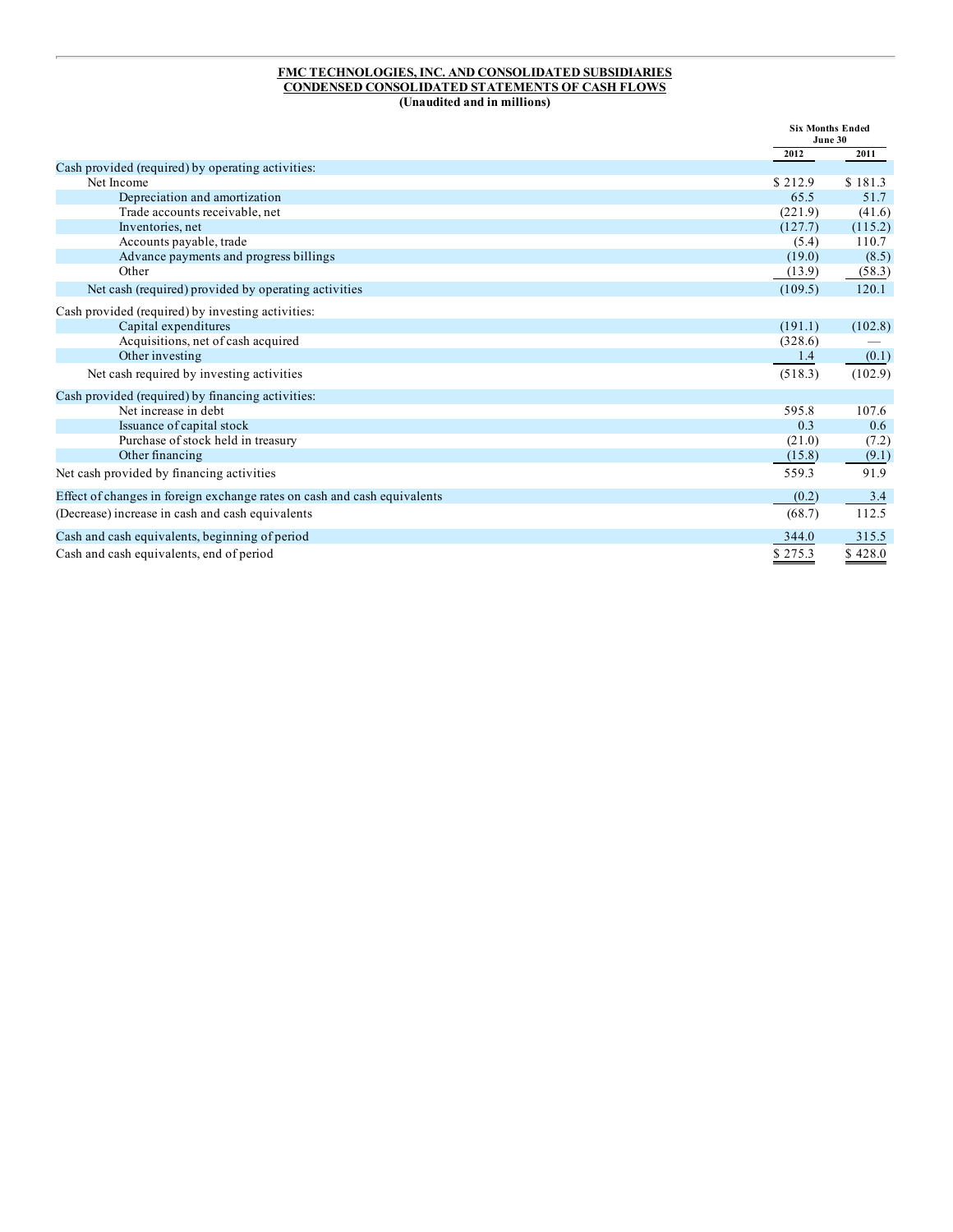**FMC TECHNOLOGIES, INC. AND CONSOLIDATED SUBSIDIARIES**
**CONDENSED CONSOLIDATED STATEMENTS OF CASH FLOWS**
**(Unaudited and in millions)**

| | Six Months Ended June 30 | |
|---|---|---|
| | 2012 | 2011 |
| Cash provided (required) by operating activities: | | |
| Net Income | $ 212.9 | $ 181.3 |
| Depreciation and amortization | 65.5 | 51.7 |
| Trade accounts receivable, net | (221.9) | (41.6) |
| Inventories, net | (127.7) | (115.2) |
| Accounts payable, trade | (5.4) | 110.7 |
| Advance payments and progress billings | (19.0) | (8.5) |
| Other | (13.9) | (58.3) |
| Net cash (required) provided by operating activities | (109.5) | 120.1 |
| Cash provided (required) by investing activities: | | |
| Capital expenditures | (191.1) | (102.8) |
| Acquisitions, net of cash acquired | (328.6) | — |
| Other investing | 1.4 | (0.1) |
| Net cash required by investing activities | (518.3) | (102.9) |
| Cash provided (required) by financing activities: | | |
| Net increase in debt | 595.8 | 107.6 |
| Issuance of capital stock | 0.3 | 0.6 |
| Purchase of stock held in treasury | (21.0) | (7.2) |
| Other financing | (15.8) | (9.1) |
| Net cash provided by financing activities | 559.3 | 91.9 |
| Effect of changes in foreign exchange rates on cash and cash equivalents | (0.2) | 3.4 |
| (Decrease) increase in cash and cash equivalents | (68.7) | 112.5 |
| Cash and cash equivalents, beginning of period | 344.0 | 315.5 |
| Cash and cash equivalents, end of period | $ 275.3 | $ 428.0 |